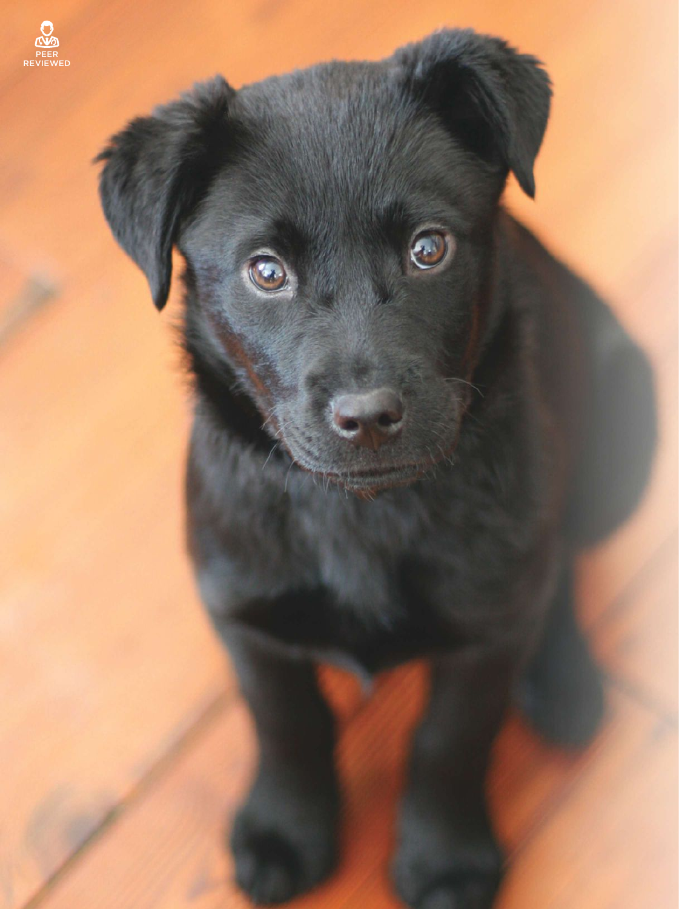PEER REVIEWED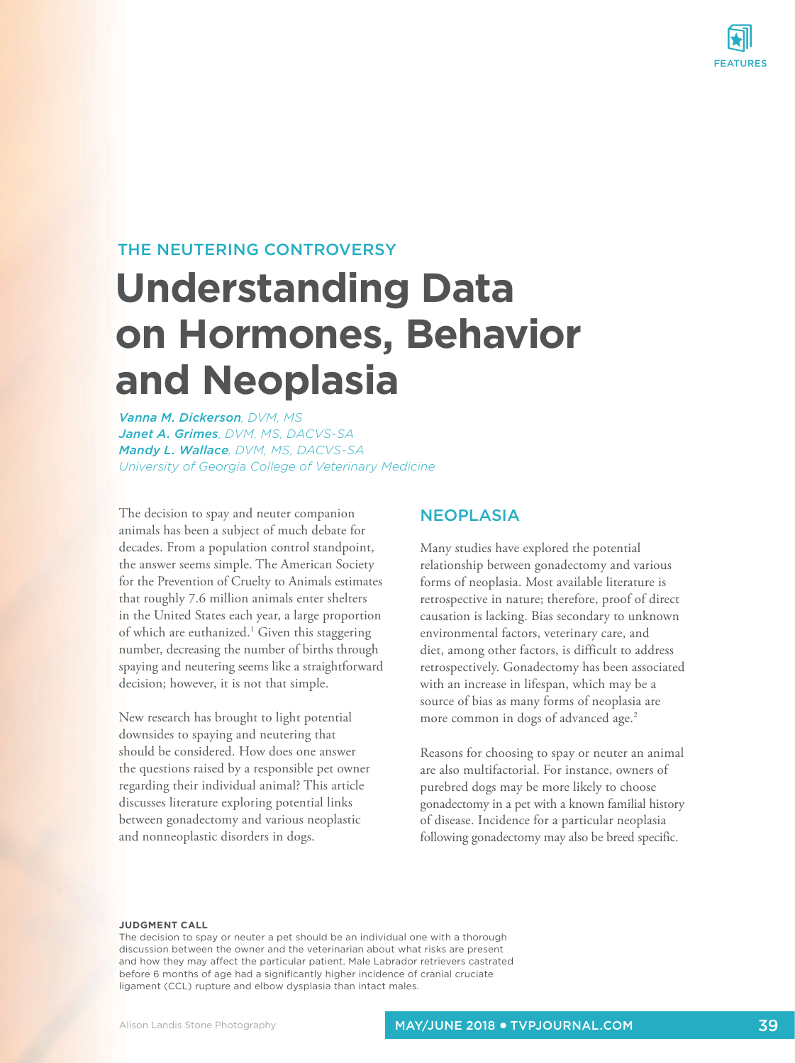THE NEUTERING CONTROVERSY

# Understanding Data on Hormones, Behavior and Neoplasia

*Vanna M. Dickerson, DVM, MS*
*Janet A. Grimes, DVM, MS, DACVS-SA*
*Mandy L. Wallace, DVM, MS, DACVS-SA*
*University of Georgia College of Veterinary Medicine*

The decision to spay and neuter companion animals has been a subject of much debate for decades. From a population control standpoint, the answer seems simple. The American Society for the Prevention of Cruelty to Animals estimates that roughly 7.6 million animals enter shelters in the United States each year, a large proportion of which are euthanized.[1] Given this staggering number, decreasing the number of births through spaying and neutering seems like a straightforward decision; however, it is not that simple.

New research has brought to light potential downsides to spaying and neutering that should be considered. How does one answer the questions raised by a responsible pet owner regarding their individual animal? This article discusses literature exploring potential links between gonadectomy and various neoplastic and nonneoplastic disorders in dogs.

## NEOPLASIA

Many studies have explored the potential relationship between gonadectomy and various forms of neoplasia. Most available literature is retrospective in nature; therefore, proof of direct causation is lacking. Bias secondary to unknown environmental factors, veterinary care, and diet, among other factors, is difficult to address retrospectively. Gonadectomy has been associated with an increase in lifespan, which may be a source of bias as many forms of neoplasia are more common in dogs of advanced age.[2]

Reasons for choosing to spay or neuter an animal are also multifactorial. For instance, owners of purebred dogs may be more likely to choose gonadectomy in a pet with a known familial history of disease. Incidence for a particular neoplasia following gonadectomy may also be breed specific.

**JUDGMENT CALL**
The decision to spay or neuter a pet should be an individual one with a thorough discussion between the owner and the veterinarian about what risks are present and how they may affect the particular patient. Male Labrador retrievers castrated before 6 months of age had a significantly higher incidence of cranial cruciate ligament (CCL) rupture and elbow dysplasia than intact males.

Alison Landis Stone Photography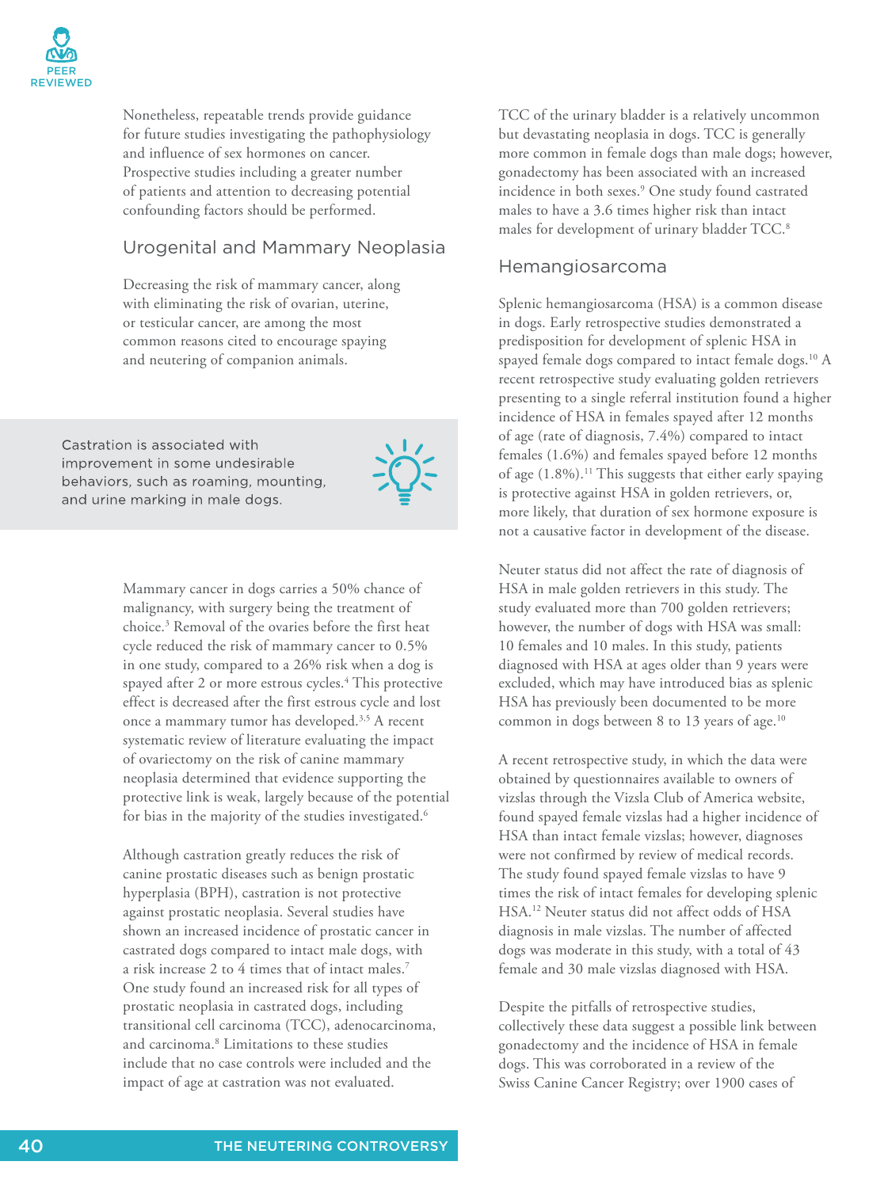Nonetheless, repeatable trends provide guidance for future studies investigating the pathophysiology and influence of sex hormones on cancer. Prospective studies including a greater number of patients and attention to decreasing potential confounding factors should be performed.

## Urogenital and Mammary Neoplasia

Decreasing the risk of mammary cancer, along with eliminating the risk of ovarian, uterine, or testicular cancer, are among the most common reasons cited to encourage spaying and neutering of companion animals.

> Castration is associated with improvement in some undesirable behaviors, such as roaming, mounting, and urine marking in male dogs.

Mammary cancer in dogs carries a 50% chance of malignancy, with surgery being the treatment of choice.[3] Removal of the ovaries before the first heat cycle reduced the risk of mammary cancer to 0.5% in one study, compared to a 26% risk when a dog is spayed after 2 or more estrous cycles.[4] This protective effect is decreased after the first estrous cycle and lost once a mammary tumor has developed.[3,5] A recent systematic review of literature evaluating the impact of ovariectomy on the risk of canine mammary neoplasia determined that evidence supporting the protective link is weak, largely because of the potential for bias in the majority of the studies investigated.[6]

Although castration greatly reduces the risk of canine prostatic diseases such as benign prostatic hyperplasia (BPH), castration is not protective against prostatic neoplasia. Several studies have shown an increased incidence of prostatic cancer in castrated dogs compared to intact male dogs, with a risk increase 2 to 4 times that of intact males.[7] One study found an increased risk for all types of prostatic neoplasia in castrated dogs, including transitional cell carcinoma (TCC), adenocarcinoma, and carcinoma.[8] Limitations to these studies include that no case controls were included and the impact of age at castration was not evaluated.

TCC of the urinary bladder is a relatively uncommon but devastating neoplasia in dogs. TCC is generally more common in female dogs than male dogs; however, gonadectomy has been associated with an increased incidence in both sexes.[9] One study found castrated males to have a 3.6 times higher risk than intact males for development of urinary bladder TCC.[8]

## Hemangiosarcoma

Splenic hemangiosarcoma (HSA) is a common disease in dogs. Early retrospective studies demonstrated a predisposition for development of splenic HSA in spayed female dogs compared to intact female dogs.[10] A recent retrospective study evaluating golden retrievers presenting to a single referral institution found a higher incidence of HSA in females spayed after 12 months of age (rate of diagnosis, 7.4%) compared to intact females (1.6%) and females spayed before 12 months of age (1.8%).[11] This suggests that either early spaying is protective against HSA in golden retrievers, or, more likely, that duration of sex hormone exposure is not a causative factor in development of the disease.

Neuter status did not affect the rate of diagnosis of HSA in male golden retrievers in this study. The study evaluated more than 700 golden retrievers; however, the number of dogs with HSA was small: 10 females and 10 males. In this study, patients diagnosed with HSA at ages older than 9 years were excluded, which may have introduced bias as splenic HSA has previously been documented to be more common in dogs between 8 to 13 years of age.[10]

A recent retrospective study, in which the data were obtained by questionnaires available to owners of vizslas through the Vizsla Club of America website, found spayed female vizslas had a higher incidence of HSA than intact female vizslas; however, diagnoses were not confirmed by review of medical records. The study found spayed female vizslas to have 9 times the risk of intact females for developing splenic HSA.[12] Neuter status did not affect odds of HSA diagnosis in male vizslas. The number of affected dogs was moderate in this study, with a total of 43 female and 30 male vizslas diagnosed with HSA.

Despite the pitfalls of retrospective studies, collectively these data suggest a possible link between gonadectomy and the incidence of HSA in female dogs. This was corroborated in a review of the Swiss Canine Cancer Registry; over 1900 cases of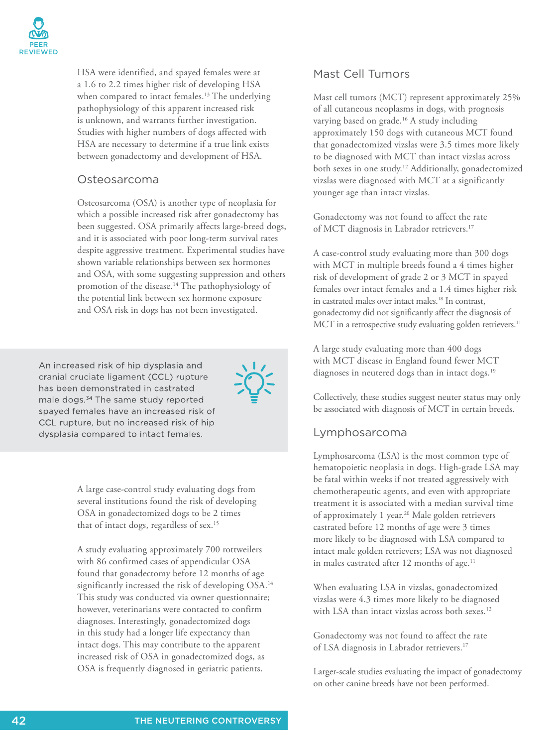HSA were identified, and spayed females were at a 1.6 to 2.2 times higher risk of developing HSA when compared to intact females.[13] The underlying pathophysiology of this apparent increased risk is unknown, and warrants further investigation. Studies with higher numbers of dogs affected with HSA are necessary to determine if a true link exists between gonadectomy and development of HSA.

## Osteosarcoma

Osteosarcoma (OSA) is another type of neoplasia for which a possible increased risk after gonadectomy has been suggested. OSA primarily affects large-breed dogs, and it is associated with poor long-term survival rates despite aggressive treatment. Experimental studies have shown variable relationships between sex hormones and OSA, with some suggesting suppression and others promotion of the disease.[14] The pathophysiology of the potential link between sex hormone exposure and OSA risk in dogs has not been investigated.

> An increased risk of hip dysplasia and cranial cruciate ligament (CCL) rupture has been demonstrated in castrated male dogs.[34] The same study reported spayed females have an increased risk of CCL rupture, but no increased risk of hip dysplasia compared to intact females.

A large case-control study evaluating dogs from several institutions found the risk of developing OSA in gonadectomized dogs to be 2 times that of intact dogs, regardless of sex.[15]

A study evaluating approximately 700 rottweilers with 86 confirmed cases of appendicular OSA found that gonadectomy before 12 months of age significantly increased the risk of developing OSA.[14] This study was conducted via owner questionnaire; however, veterinarians were contacted to confirm diagnoses. Interestingly, gonadectomized dogs in this study had a longer life expectancy than intact dogs. This may contribute to the apparent increased risk of OSA in gonadectomized dogs, as OSA is frequently diagnosed in geriatric patients.

## Mast Cell Tumors

Mast cell tumors (MCT) represent approximately 25% of all cutaneous neoplasms in dogs, with prognosis varying based on grade.[16] A study including approximately 150 dogs with cutaneous MCT found that gonadectomized vizslas were 3.5 times more likely to be diagnosed with MCT than intact vizslas across both sexes in one study.[12] Additionally, gonadectomized vizslas were diagnosed with MCT at a significantly younger age than intact vizslas.

Gonadectomy was not found to affect the rate of MCT diagnosis in Labrador retrievers.[17]

A case-control study evaluating more than 300 dogs with MCT in multiple breeds found a 4 times higher risk of development of grade 2 or 3 MCT in spayed females over intact females and a 1.4 times higher risk in castrated males over intact males.[18] In contrast, gonadectomy did not significantly affect the diagnosis of MCT in a retrospective study evaluating golden retrievers.[11]

A large study evaluating more than 400 dogs with MCT disease in England found fewer MCT diagnoses in neutered dogs than in intact dogs.[19]

Collectively, these studies suggest neuter status may only be associated with diagnosis of MCT in certain breeds.

## Lymphosarcoma

Lymphosarcoma (LSA) is the most common type of hematopoietic neoplasia in dogs. High-grade LSA may be fatal within weeks if not treated aggressively with chemotherapeutic agents, and even with appropriate treatment it is associated with a median survival time of approximately 1 year.[20] Male golden retrievers castrated before 12 months of age were 3 times more likely to be diagnosed with LSA compared to intact male golden retrievers; LSA was not diagnosed in males castrated after 12 months of age.[11]

When evaluating LSA in vizslas, gonadectomized vizslas were 4.3 times more likely to be diagnosed with LSA than intact vizslas across both sexes.[12]

Gonadectomy was not found to affect the rate of LSA diagnosis in Labrador retrievers.[17]

Larger-scale studies evaluating the impact of gonadectomy on other canine breeds have not been performed.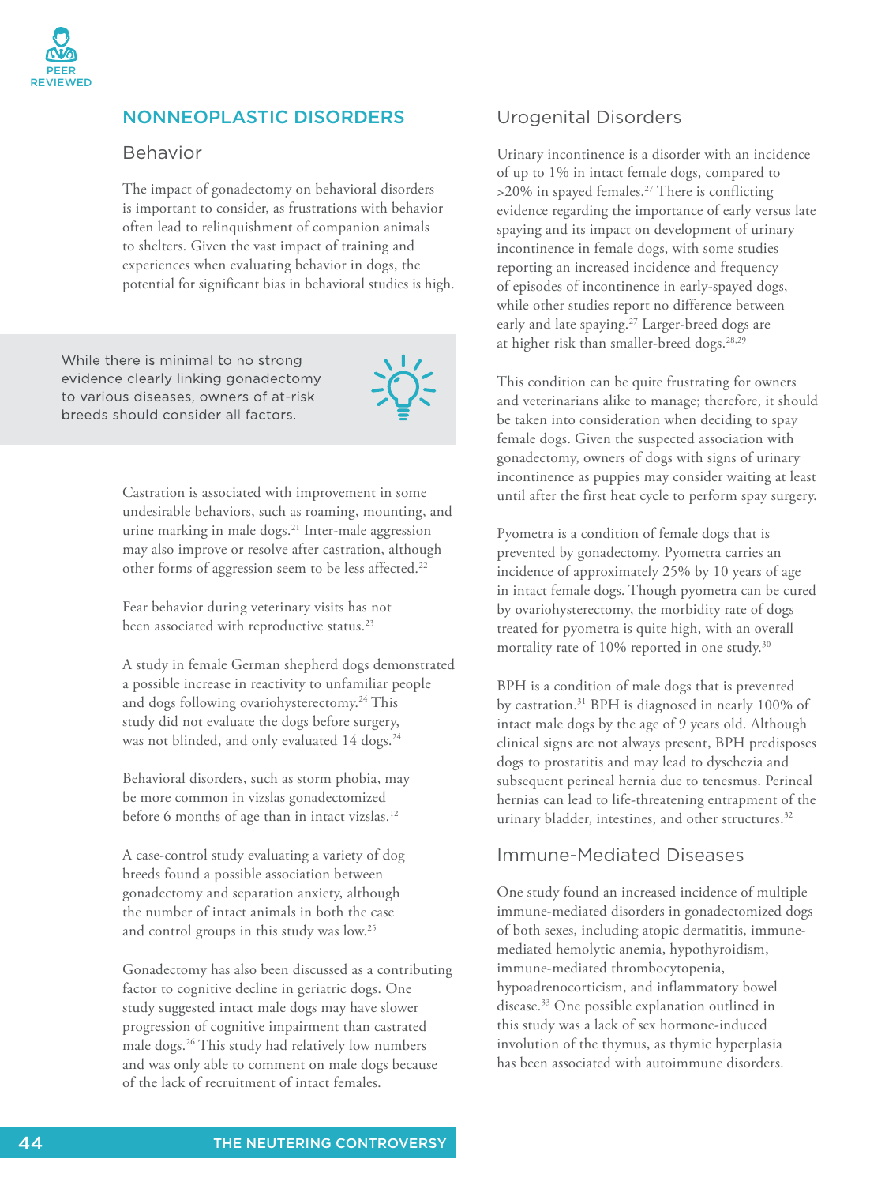## NONNEOPLASTIC DISORDERS

### Behavior

The impact of gonadectomy on behavioral disorders is important to consider, as frustrations with behavior often lead to relinquishment of companion animals to shelters. Given the vast impact of training and experiences when evaluating behavior in dogs, the potential for significant bias in behavioral studies is high.

While there is minimal to no strong evidence clearly linking gonadectomy to various diseases, owners of at-risk breeds should consider all factors.

Castration is associated with improvement in some undesirable behaviors, such as roaming, mounting, and urine marking in male dogs.[21] Inter-male aggression may also improve or resolve after castration, although other forms of aggression seem to be less affected.[22]

Fear behavior during veterinary visits has not been associated with reproductive status.[23]

A study in female German shepherd dogs demonstrated a possible increase in reactivity to unfamiliar people and dogs following ovariohysterectomy.[24] This study did not evaluate the dogs before surgery, was not blinded, and only evaluated 14 dogs.[24]

Behavioral disorders, such as storm phobia, may be more common in vizslas gonadectomized before 6 months of age than in intact vizslas.[12]

A case-control study evaluating a variety of dog breeds found a possible association between gonadectomy and separation anxiety, although the number of intact animals in both the case and control groups in this study was low.[25]

Gonadectomy has also been discussed as a contributing factor to cognitive decline in geriatric dogs. One study suggested intact male dogs may have slower progression of cognitive impairment than castrated male dogs.[26] This study had relatively low numbers and was only able to comment on male dogs because of the lack of recruitment of intact females.

### Urogenital Disorders

Urinary incontinence is a disorder with an incidence of up to 1% in intact female dogs, compared to >20% in spayed females.[27] There is conflicting evidence regarding the importance of early versus late spaying and its impact on development of urinary incontinence in female dogs, with some studies reporting an increased incidence and frequency of episodes of incontinence in early-spayed dogs, while other studies report no difference between early and late spaying.[27] Larger-breed dogs are at higher risk than smaller-breed dogs.[28,29]

This condition can be quite frustrating for owners and veterinarians alike to manage; therefore, it should be taken into consideration when deciding to spay female dogs. Given the suspected association with gonadectomy, owners of dogs with signs of urinary incontinence as puppies may consider waiting at least until after the first heat cycle to perform spay surgery.

Pyometra is a condition of female dogs that is prevented by gonadectomy. Pyometra carries an incidence of approximately 25% by 10 years of age in intact female dogs. Though pyometra can be cured by ovariohysterectomy, the morbidity rate of dogs treated for pyometra is quite high, with an overall mortality rate of 10% reported in one study.[30]

BPH is a condition of male dogs that is prevented by castration.[31] BPH is diagnosed in nearly 100% of intact male dogs by the age of 9 years old. Although clinical signs are not always present, BPH predisposes dogs to prostatitis and may lead to dyschezia and subsequent perineal hernia due to tenesmus. Perineal hernias can lead to life-threatening entrapment of the urinary bladder, intestines, and other structures.[32]

### Immune-Mediated Diseases

One study found an increased incidence of multiple immune-mediated disorders in gonadectomized dogs of both sexes, including atopic dermatitis, immune-mediated hemolytic anemia, hypothyroidism, immune-mediated thrombocytopenia, hypoadrenocorticism, and inflammatory bowel disease.[33] One possible explanation outlined in this study was a lack of sex hormone-induced involution of the thymus, as thymic hyperplasia has been associated with autoimmune disorders.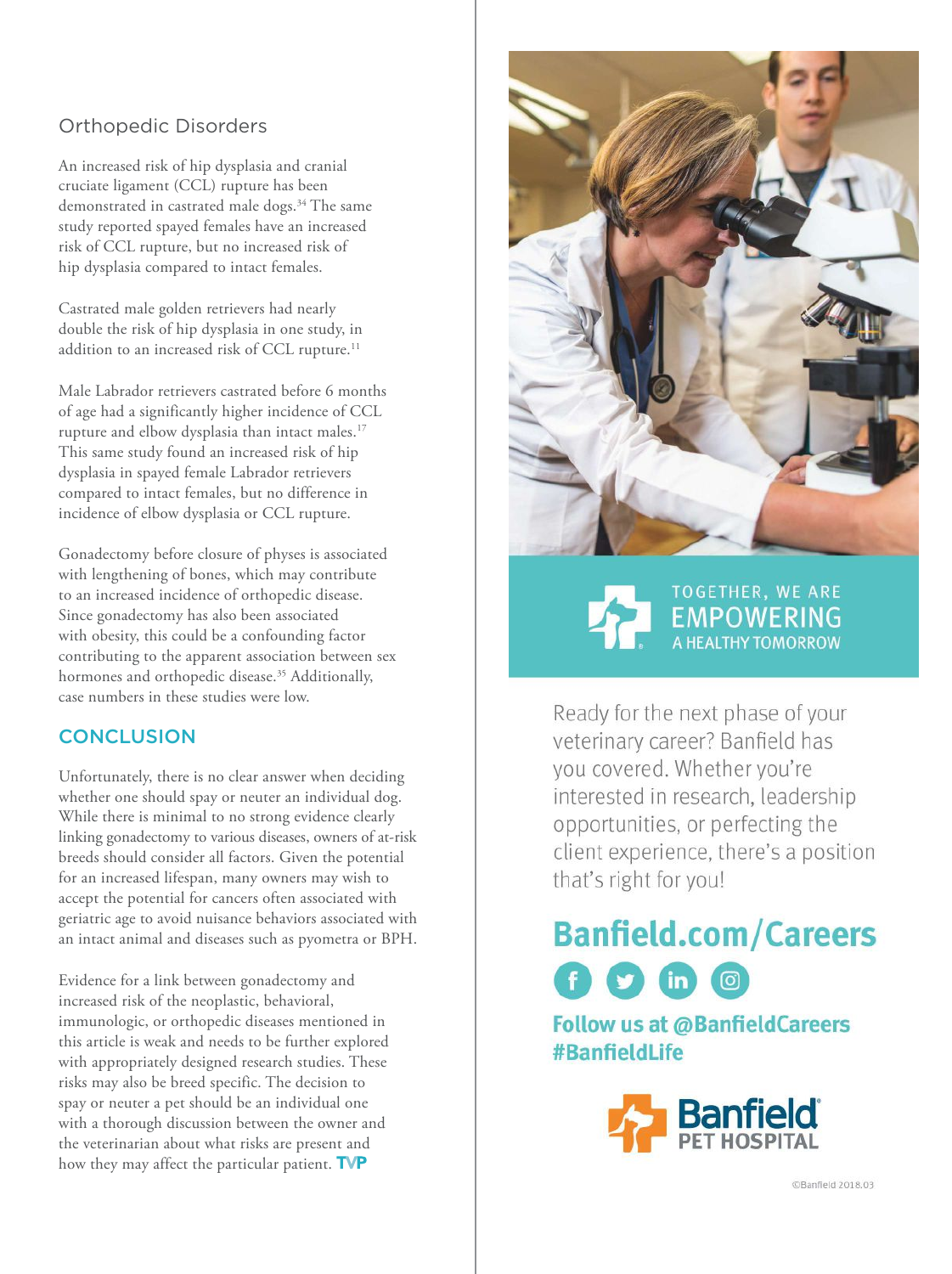### Orthopedic Disorders

An increased risk of hip dysplasia and cranial cruciate ligament (CCL) rupture has been demonstrated in castrated male dogs.[34] The same study reported spayed females have an increased risk of CCL rupture, but no increased risk of hip dysplasia compared to intact females.

Castrated male golden retrievers had nearly double the risk of hip dysplasia in one study, in addition to an increased risk of CCL rupture.[11]

Male Labrador retrievers castrated before 6 months of age had a significantly higher incidence of CCL rupture and elbow dysplasia than intact males.[17] This same study found an increased risk of hip dysplasia in spayed female Labrador retrievers compared to intact females, but no difference in incidence of elbow dysplasia or CCL rupture.

Gonadectomy before closure of physes is associated with lengthening of bones, which may contribute to an increased incidence of orthopedic disease. Since gonadectomy has also been associated with obesity, this could be a confounding factor contributing to the apparent association between sex hormones and orthopedic disease.[35] Additionally, case numbers in these studies were low.

## CONCLUSION

Unfortunately, there is no clear answer when deciding whether one should spay or neuter an individual dog. While there is minimal to no strong evidence clearly linking gonadectomy to various diseases, owners of at-risk breeds should consider all factors. Given the potential for an increased lifespan, many owners may wish to accept the potential for cancers often associated with geriatric age to avoid nuisance behaviors associated with an intact animal and diseases such as pyometra or BPH.

Evidence for a link between gonadectomy and increased risk of the neoplastic, behavioral, immunologic, or orthopedic diseases mentioned in this article is weak and needs to be further explored with appropriately designed research studies. These risks may also be breed specific. The decision to spay or neuter a pet should be an individual one with a thorough discussion between the owner and the veterinarian about what risks are present and how they may affect the particular patient. **TVP**

---

TOGETHER, WE ARE EMPOWERING A HEALTHY TOMORROW

Ready for the next phase of your veterinary career? Banfield has you covered. Whether you're interested in research, leadership opportunities, or perfecting the client experience, there's a position that's right for you!

**Banfield.com/Careers**

**Follow us at @BanfieldCareers #BanfieldLife**

Banfield PET HOSPITAL

©Banfield 2018.03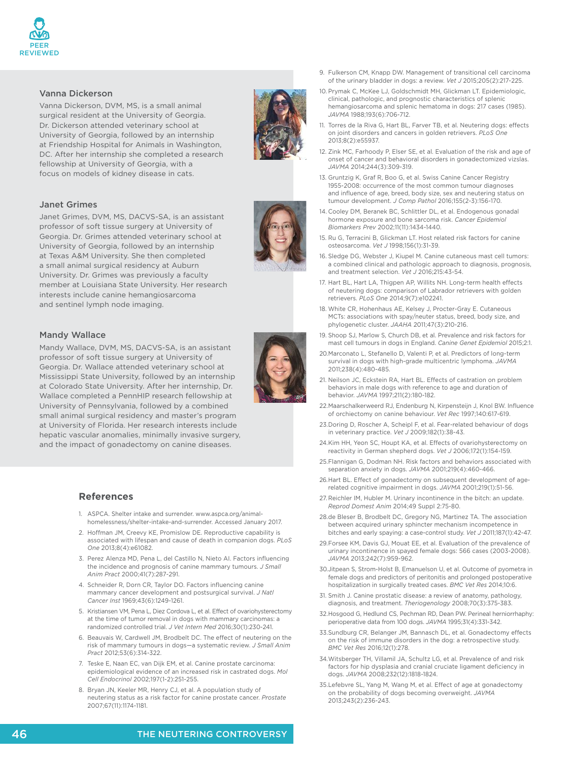### Vanna Dickerson

Vanna Dickerson, DVM, MS, is a small animal surgical resident at the University of Georgia. Dr. Dickerson attended veterinary school at University of Georgia, followed by an internship at Friendship Hospital for Animals in Washington, DC. After her internship she completed a research fellowship at University of Georgia, with a focus on models of kidney disease in cats.

### Janet Grimes

Janet Grimes, DVM, MS, DACVS-SA, is an assistant professor of soft tissue surgery at University of Georgia. Dr. Grimes attended veterinary school at University of Georgia, followed by an internship at Texas A&M University. She then completed a small animal surgical residency at Auburn University. Dr. Grimes was previously a faculty member at Louisiana State University. Her research interests include canine hemangiosarcoma and sentinel lymph node imaging.

### Mandy Wallace

Mandy Wallace, DVM, MS, DACVS-SA, is an assistant professor of soft tissue surgery at University of Georgia. Dr. Wallace attended veterinary school at Mississippi State University, followed by an internship at Colorado State University. After her internship, Dr. Wallace completed a PennHIP research fellowship at University of Pennsylvania, followed by a combined small animal surgical residency and master's program at University of Florida. Her research interests include hepatic vascular anomalies, minimally invasive surgery, and the impact of gonadectomy on canine diseases.

## References

1. ASPCA. Shelter intake and surrender. www.aspca.org/animal-homelessness/shelter-intake-and-surrender. Accessed January 2017.
2. Hoffman JM, Creevy KE, Promislow DE. Reproductive capability is associated with lifespan and cause of death in companion dogs. *PLoS One* 2013;8(4):e61082.
3. Perez Alenza MD, Pena L, del Castillo N, Nieto AI. Factors influencing the incidence and prognosis of canine mammary tumours. *J Small Anim Pract* 2000;41(7):287-291.
4. Schneider R, Dorn CR, Taylor DO. Factors influencing canine mammary cancer development and postsurgical survival. *J Natl Cancer Inst* 1969;43(6):1249-1261.
5. Kristiansen VM, Pena L, Diez Cordova L, et al. Effect of ovariohysterectomy at the time of tumor removal in dogs with mammary carcinomas: a randomized controlled trial. *J Vet Intern Med* 2016;30(1):230-241.
6. Beauvais W, Cardwell JM, Brodbelt DC. The effect of neutering on the risk of mammary tumours in dogs—a systematic review. *J Small Anim Pract* 2012;53(6):314-322.
7. Teske E, Naan EC, van Dijk EM, et al. Canine prostate carcinoma: epidemiological evidence of an increased risk in castrated dogs. *Mol Cell Endocrinol* 2002;197(1-2):251-255.
8. Bryan JN, Keeler MR, Henry CJ, et al. A population study of neutering status as a risk factor for canine prostate cancer. *Prostate* 2007;67(11):1174-1181.
9. Fulkerson CM, Knapp DW. Management of transitional cell carcinoma of the urinary bladder in dogs: a review. *Vet J* 2015;205(2):217-225.
10. Prymak C, McKee LJ, Goldschmidt MH, Glickman LT. Epidemiologic, clinical, pathologic, and prognostic characteristics of splenic hemangiosarcoma and splenic hematoma in dogs: 217 cases (1985). *JAVMA* 1988;193(6):706-712.
11. Torres de la Riva G, Hart BL, Farver TB, et al. Neutering dogs: effects on joint disorders and cancers in golden retrievers. *PLoS One* 2013;8(2):e55937.
12. Zink MC, Farhoody P, Elser SE, et al. Evaluation of the risk and age of onset of cancer and behavioral disorders in gonadectomized vizslas. *JAVMA* 2014;244(3):309-319.
13. Gruntzig K, Graf R, Boo G, et al. Swiss Canine Cancer Registry 1955-2008: occurrence of the most common tumour diagnoses and influence of age, breed, body size, sex and neutering status on tumour development. *J Comp Pathol* 2016;155(2-3):156-170.
14. Cooley DM, Beranek BC, Schlittler DL, et al. Endogenous gonadal hormone exposure and bone sarcoma risk. *Cancer Epidemiol Biomarkers Prev* 2002;11(11):1434-1440.
15. Ru G, Terracini B, Glickman LT. Host related risk factors for canine osteosarcoma. *Vet J* 1998;156(1):31-39.
16. Sledge DG, Webster J, Kiupel M. Canine cutaneous mast cell tumors: a combined clinical and pathologic approach to diagnosis, prognosis, and treatment selection. *Vet J* 2016;215:43-54.
17. Hart BL, Hart LA, Thigpen AP, Willits NH. Long-term health effects of neutering dogs: comparison of Labrador retrievers with golden retrievers. *PLoS One* 2014;9(7):e102241.
18. White CR, Hohenhaus AE, Kelsey J, Procter-Gray E. Cutaneous MCTs: associations with spay/neuter status, breed, body size, and phylogenetic cluster. *JAAHA* 2011;47(3):210-216.
19. Shoop SJ, Marlow S, Church DB, et al. Prevalence and risk factors for mast cell tumours in dogs in England. *Canine Genet Epidemiol* 2015;2:1.
20. Marconato L, Stefanello D, Valenti P, et al. Predictors of long-term survival in dogs with high-grade multicentric lymphoma. *JAVMA* 2011;238(4):480-485.
21. Neilson JC, Eckstein RA, Hart BL. Effects of castration on problem behaviors in male dogs with reference to age and duration of behavior. *JAVMA* 1997;211(2):180-182.
22. Maarschalkerweerd RJ, Endenburg N, Kirpensteijn J, Knol BW. Influence of orchiectomy on canine behaviour. *Vet Rec* 1997;140:617-619.
23. Doring D, Roscher A, Scheipl F, et al. Fear-related behaviour of dogs in veterinary practice. *Vet J* 2009;182(1):38-43.
24. Kim HH, Yeon SC, Houpt KA, et al. Effects of ovariohysterectomy on reactivity in German shepherd dogs. *Vet J* 2006;172(1):154-159.
25. Flannigan G, Dodman NH. Risk factors and behaviors associated with separation anxiety in dogs. *JAVMA* 2001;219(4):460-466.
26. Hart BL. Effect of gonadectomy on subsequent development of age-related cognitive impairment in dogs. *JAVMA* 2001;219(1):51-56.
27. Reichler IM, Hubler M. Urinary incontinence in the bitch: an update. *Reprod Domest Anim* 2014;49 Suppl 2:75-80.
28. de Bleser B, Brodbelt DC, Gregory NG, Martinez TA. The association between acquired urinary sphincter mechanism incompetence in bitches and early spaying: a case-control study. *Vet J* 2011;187(1):42-47.
29. Forsee KM, Davis GJ, Mouat EE, et al. Evaluation of the prevalence of urinary incontinence in spayed female dogs: 566 cases (2003-2008). *JAVMA* 2013;242(7):959-962.
30. Jitpean S, Strom-Holst B, Emanuelson U, et al. Outcome of pyometra in female dogs and predictors of peritonitis and prolonged postoperative hospitalization in surgically treated cases. *BMC Vet Res* 2014;10:6.
31. Smith J. Canine prostatic disease: a review of anatomy, pathology, diagnosis, and treatment. *Theriogenology* 2008;70(3):375-383.
32. Hosgood G, Hedlund CS, Pechman RD, Dean PW. Perineal herniorrhaphy: perioperative data from 100 dogs. *JAVMA* 1995;31(4):331-342.
33. Sundburg CR, Belanger JM, Bannasch DL, et al. Gonadectomy effects on the risk of immune disorders in the dog: a retrospective study. *BMC Vet Res* 2016;12(1):278.
34. Witsberger TH, Villamil JA, Schultz LG, et al. Prevalence of and risk factors for hip dysplasia and cranial cruciate ligament deficiency in dogs. *JAVMA* 2008;232(12):1818-1824.
35. Lefebvre SL, Yang M, Wang M, et al. Effect of age at gonadectomy on the probability of dogs becoming overweight. *JAVMA* 2013;243(2):236-243.